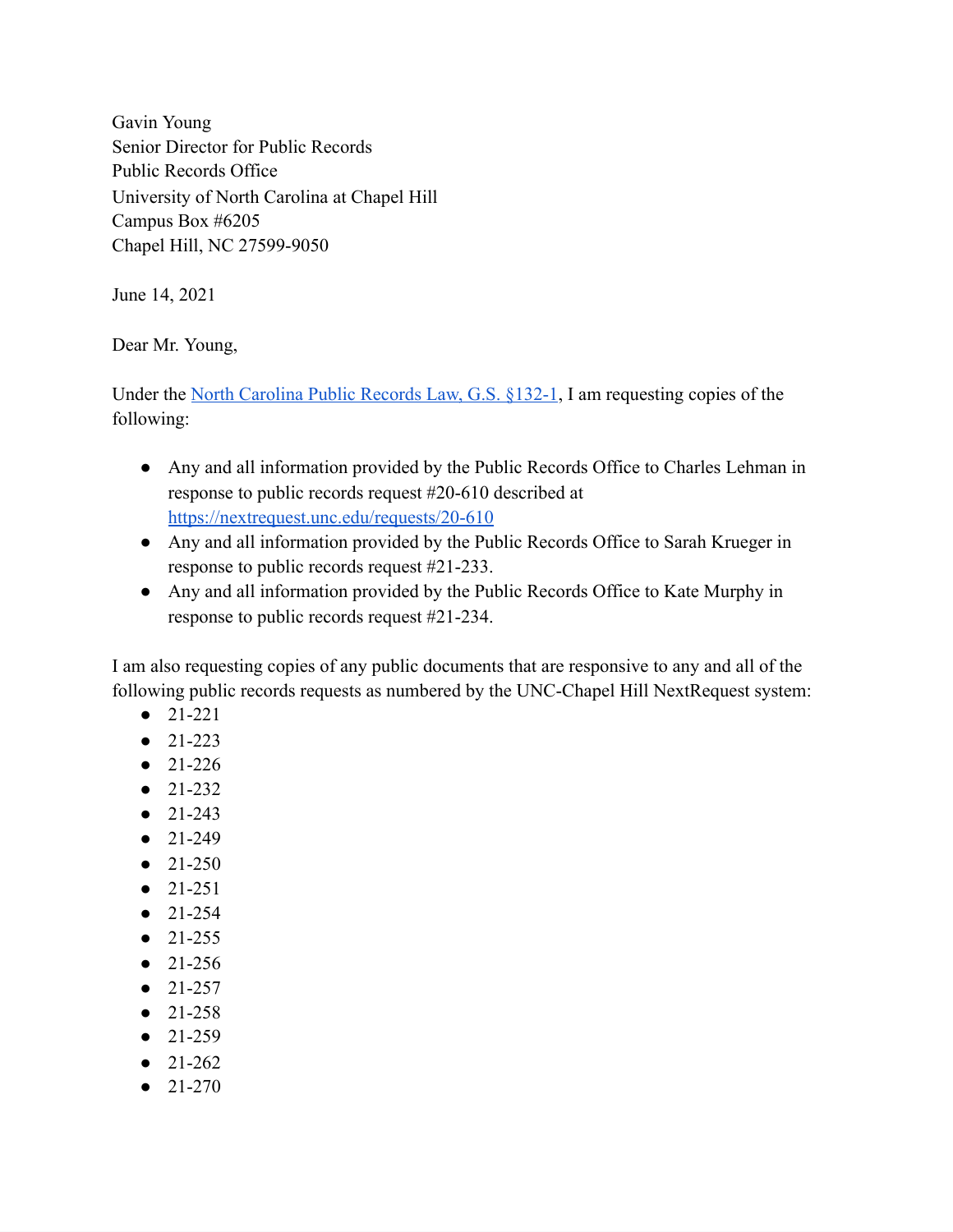Gavin Young
Senior Director for Public Records
Public Records Office
University of North Carolina at Chapel Hill
Campus Box #6205
Chapel Hill, NC 27599-9050

June 14, 2021

Dear Mr. Young,

Under the [North Carolina Public Records Law, G.S. §132-1](#), I am requesting copies of the following:

- Any and all information provided by the Public Records Office to Charles Lehman in response to public records request #20-610 described at [https://nextrequest.unc.edu/requests/20-610](https://nextrequest.unc.edu/requests/20-610)
- Any and all information provided by the Public Records Office to Sarah Krueger in response to public records request #21-233.
- Any and all information provided by the Public Records Office to Kate Murphy in response to public records request #21-234.

I am also requesting copies of any public documents that are responsive to any and all of the following public records requests as numbered by the UNC-Chapel Hill NextRequest system:

- 21-221
- 21-223
- 21-226
- 21-232
- 21-243
- 21-249
- 21-250
- 21-251
- 21-254
- 21-255
- 21-256
- 21-257
- 21-258
- 21-259
- 21-262
- 21-270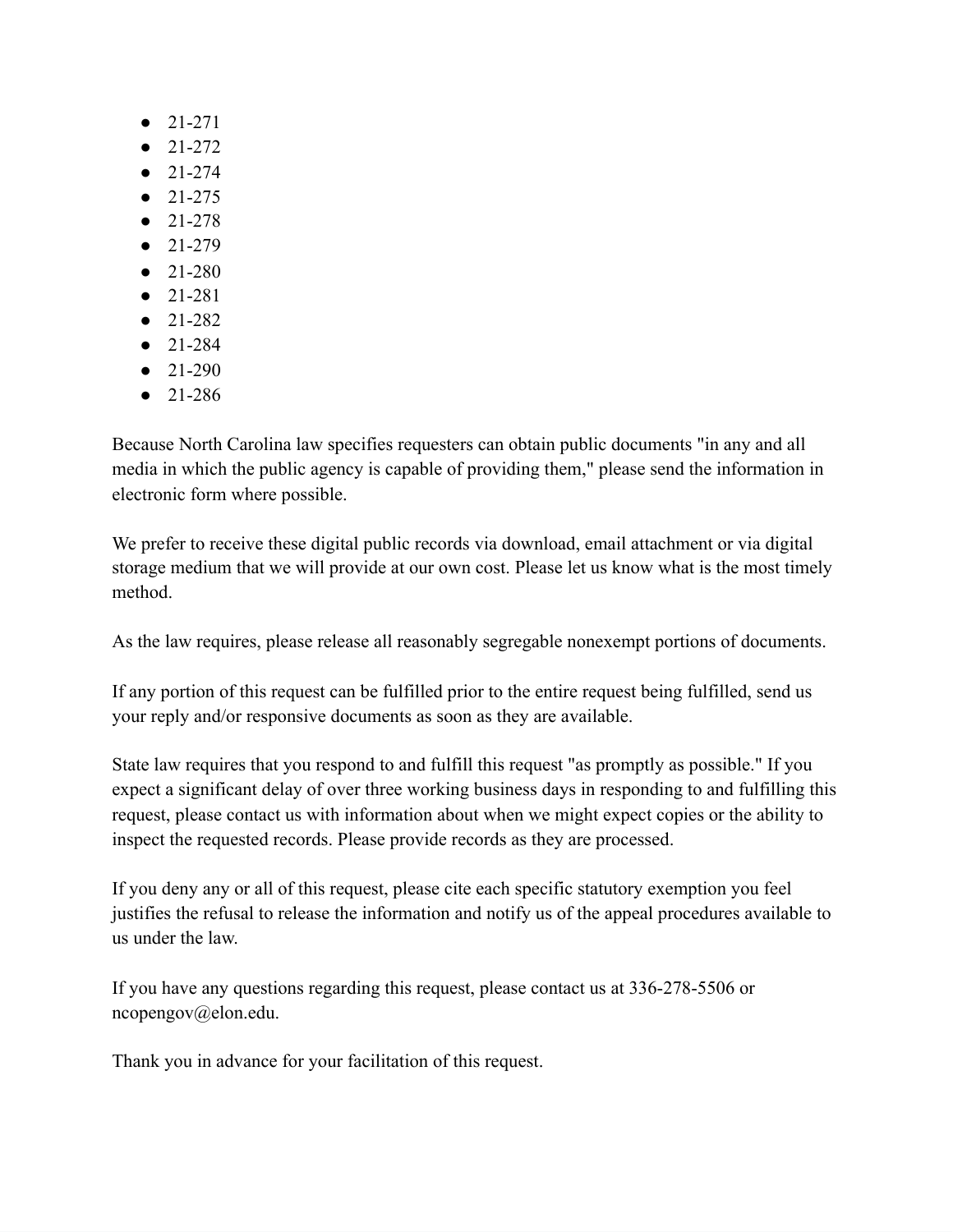- 21-271
- 21-272
- 21-274
- 21-275
- 21-278
- 21-279
- 21-280
- 21-281
- 21-282
- 21-284
- 21-290
- 21-286

Because North Carolina law specifies requesters can obtain public documents "in any and all media in which the public agency is capable of providing them," please send the information in electronic form where possible.

We prefer to receive these digital public records via download, email attachment or via digital storage medium that we will provide at our own cost. Please let us know what is the most timely method.

As the law requires, please release all reasonably segregable nonexempt portions of documents.

If any portion of this request can be fulfilled prior to the entire request being fulfilled, send us your reply and/or responsive documents as soon as they are available.

State law requires that you respond to and fulfill this request "as promptly as possible." If you expect a significant delay of over three working business days in responding to and fulfilling this request, please contact us with information about when we might expect copies or the ability to inspect the requested records. Please provide records as they are processed.

If you deny any or all of this request, please cite each specific statutory exemption you feel justifies the refusal to release the information and notify us of the appeal procedures available to us under the law.

If you have any questions regarding this request, please contact us at 336-278-5506 or ncopengov@elon.edu.

Thank you in advance for your facilitation of this request.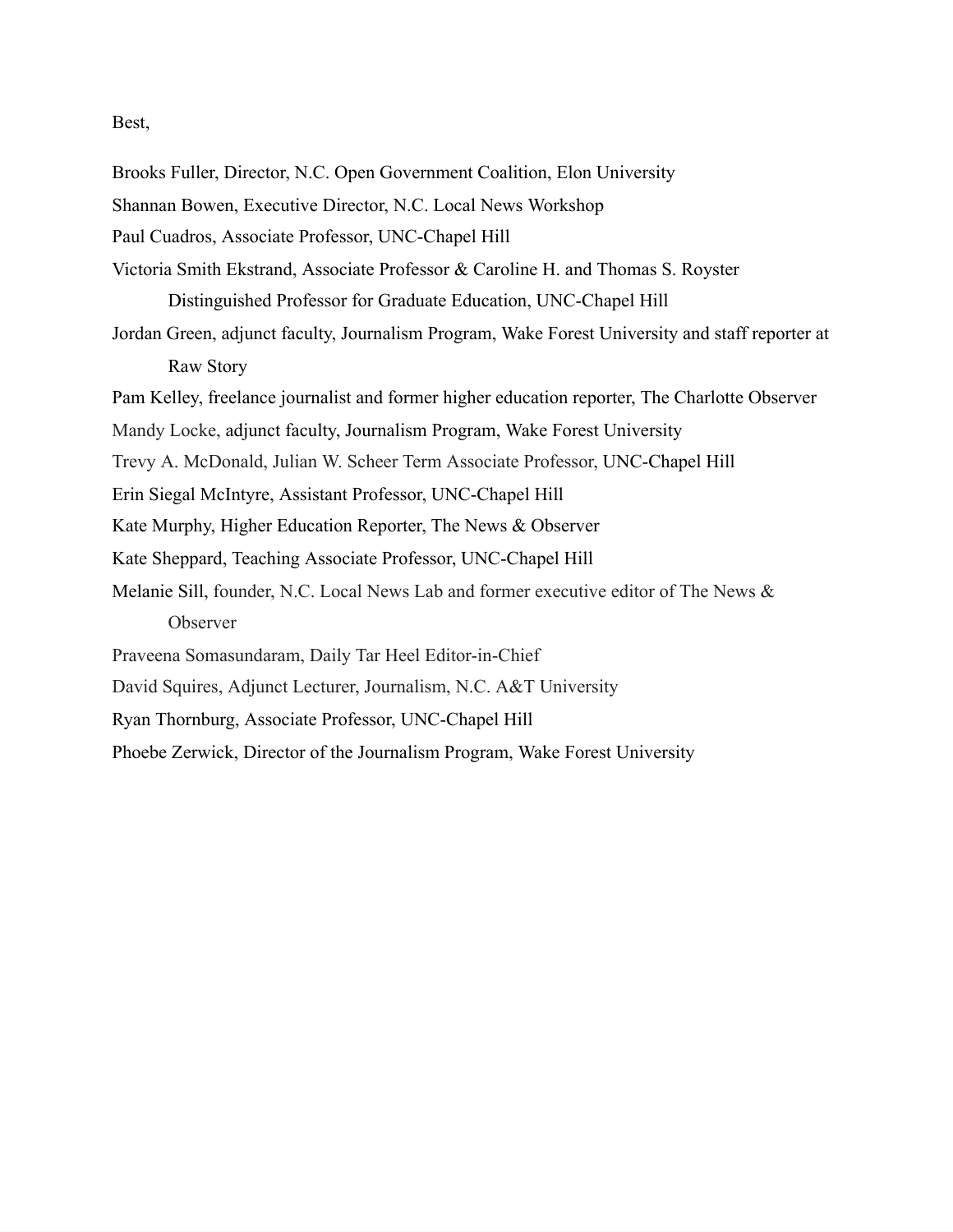Best,

Brooks Fuller, Director, N.C. Open Government Coalition, Elon University

Shannan Bowen, Executive Director, N.C. Local News Workshop

Paul Cuadros, Associate Professor, UNC-Chapel Hill

Victoria Smith Ekstrand, Associate Professor & Caroline H. and Thomas S. Royster Distinguished Professor for Graduate Education, UNC-Chapel Hill

Jordan Green, adjunct faculty, Journalism Program, Wake Forest University and staff reporter at Raw Story

Pam Kelley, freelance journalist and former higher education reporter, The Charlotte Observer

Mandy Locke, adjunct faculty, Journalism Program, Wake Forest University

Trevy A. McDonald, Julian W. Scheer Term Associate Professor, UNC-Chapel Hill

Erin Siegal McIntyre, Assistant Professor, UNC-Chapel Hill

Kate Murphy, Higher Education Reporter, The News & Observer

Kate Sheppard, Teaching Associate Professor, UNC-Chapel Hill

Melanie Sill, founder, N.C. Local News Lab and former executive editor of The News & Observer

Praveena Somasundaram, Daily Tar Heel Editor-in-Chief

David Squires, Adjunct Lecturer, Journalism, N.C. A&T University

Ryan Thornburg, Associate Professor, UNC-Chapel Hill

Phoebe Zerwick, Director of the Journalism Program, Wake Forest University